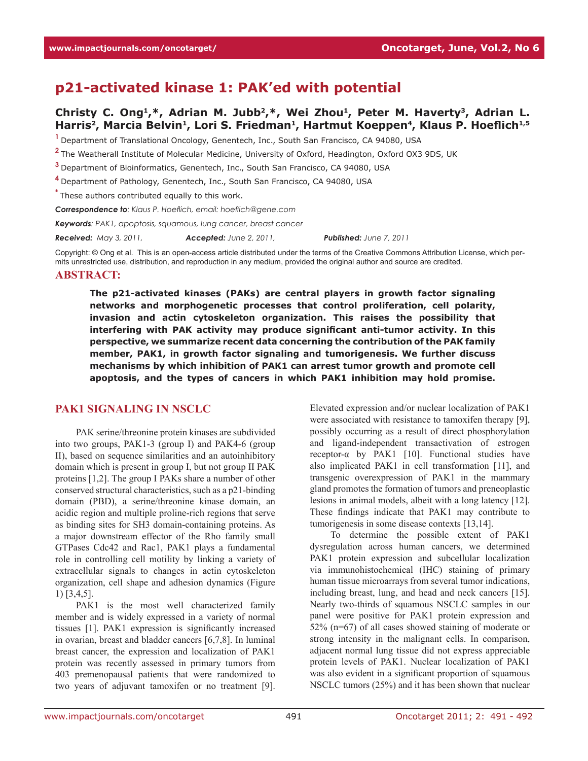# p21-activated kinase 1: PAK'ed with potential

**Christy C. Ong[1,*], Adrian M. Jubb[2,*], Wei Zhou[1], Peter M. Haverty[3], Adrian L. Harris[2], Marcia Belvin[1], Lori S. Friedman[1], Hartmut Koeppen[4], Klaus P. Hoeflich[1,5]**

[1] Department of Translational Oncology, Genentech, Inc., South San Francisco, CA 94080, USA

[2] The Weatherall Institute of Molecular Medicine, University of Oxford, Headington, Oxford OX3 9DS, UK

[3] Department of Bioinformatics, Genentech, Inc., South San Francisco, CA 94080, USA

[4] Department of Pathology, Genentech, Inc., South San Francisco, CA 94080, USA

[*] These authors contributed equally to this work.

*Correspondence to: Klaus P. Hoeflich, email: hoeflich@gene.com*

*Keywords: PAK1, apoptosis, squamous, lung cancer, breast cancer*

*Received: May 3, 2011, Accepted: June 2, 2011, Published: June 7, 2011*

Copyright: © Ong et al. This is an open-access article distributed under the terms of the Creative Commons Attribution License, which permits unrestricted use, distribution, and reproduction in any medium, provided the original author and source are credited.

## ABSTRACT:

**The p21-activated kinases (PAKs) are central players in growth factor signaling networks and morphogenetic processes that control proliferation, cell polarity, invasion and actin cytoskeleton organization. This raises the possibility that interfering with PAK activity may produce significant anti-tumor activity. In this perspective, we summarize recent data concerning the contribution of the PAK family member, PAK1, in growth factor signaling and tumorigenesis. We further discuss mechanisms by which inhibition of PAK1 can arrest tumor growth and promote cell apoptosis, and the types of cancers in which PAK1 inhibition may hold promise.**

## PAK1 SIGNALING IN NSCLC

PAK serine/threonine protein kinases are subdivided into two groups, PAK1-3 (group I) and PAK4-6 (group II), based on sequence similarities and an autoinhibitory domain which is present in group I, but not group II PAK proteins [1,2]. The group I PAKs share a number of other conserved structural characteristics, such as a p21-binding domain (PBD), a serine/threonine kinase domain, an acidic region and multiple proline-rich regions that serve as binding sites for SH3 domain-containing proteins. As a major downstream effector of the Rho family small GTPases Cdc42 and Rac1, PAK1 plays a fundamental role in controlling cell motility by linking a variety of extracellular signals to changes in actin cytoskeleton organization, cell shape and adhesion dynamics (Figure 1) [3,4,5].

PAK1 is the most well characterized family member and is widely expressed in a variety of normal tissues [1]. PAK1 expression is significantly increased in ovarian, breast and bladder cancers [6,7,8]. In luminal breast cancer, the expression and localization of PAK1 protein was recently assessed in primary tumors from 403 premenopausal patients that were randomized to two years of adjuvant tamoxifen or no treatment [9]. Elevated expression and/or nuclear localization of PAK1 were associated with resistance to tamoxifen therapy [9], possibly occurring as a result of direct phosphorylation and ligand-independent transactivation of estrogen receptor-α by PAK1 [10]. Functional studies have also implicated PAK1 in cell transformation [11], and transgenic overexpression of PAK1 in the mammary gland promotes the formation of tumors and preneoplastic lesions in animal models, albeit with a long latency [12]. These findings indicate that PAK1 may contribute to tumorigenesis in some disease contexts [13,14].

To determine the possible extent of PAK1 dysregulation across human cancers, we determined PAK1 protein expression and subcellular localization via immunohistochemical (IHC) staining of primary human tissue microarrays from several tumor indications, including breast, lung, and head and neck cancers [15]. Nearly two-thirds of squamous NSCLC samples in our panel were positive for PAK1 protein expression and 52% (n=67) of all cases showed staining of moderate or strong intensity in the malignant cells. In comparison, adjacent normal lung tissue did not express appreciable protein levels of PAK1. Nuclear localization of PAK1 was also evident in a significant proportion of squamous NSCLC tumors (25%) and it has been shown that nuclear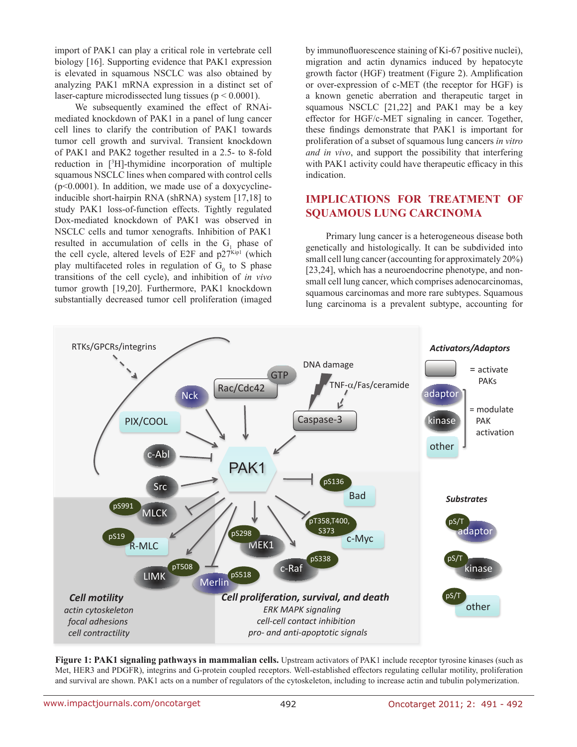import of PAK1 can play a critical role in vertebrate cell biology [16]. Supporting evidence that PAK1 expression is elevated in squamous NSCLC was also obtained by analyzing PAK1 mRNA expression in a distinct set of laser-capture microdissected lung tissues ($p < 0.0001$).

We subsequently examined the effect of RNAi-mediated knockdown of PAK1 in a panel of lung cancer cell lines to clarify the contribution of PAK1 towards tumor cell growth and survival. Transient knockdown of PAK1 and PAK2 together resulted in a 2.5- to 8-fold reduction in [$^3$H]-thymidine incorporation of multiple squamous NSCLC lines when compared with control cells ($p<0.0001$). In addition, we made use of a doxycycline-inducible short-hairpin RNA (shRNA) system [17,18] to study PAK1 loss-of-function effects. Tightly regulated Dox-mediated knockdown of PAK1 was observed in NSCLC cells and tumor xenografts. Inhibition of PAK1 resulted in accumulation of cells in the $G_1$ phase of the cell cycle, altered levels of E2F and p27$^{Kip1}$ (which play multifaceted roles in regulation of $G_0$ to S phase transitions of the cell cycle), and inhibition of *in vivo* tumor growth [19,20]. Furthermore, PAK1 knockdown substantially decreased tumor cell proliferation (imaged by immunofluorescence staining of Ki-67 positive nuclei), migration and actin dynamics induced by hepatocyte growth factor (HGF) treatment (Figure 2). Amplification or over-expression of c-MET (the receptor for HGF) is a known genetic aberration and therapeutic target in squamous NSCLC [21,22] and PAK1 may be a key effector for HGF/c-MET signaling in cancer. Together, these findings demonstrate that PAK1 is important for proliferation of a subset of squamous lung cancers *in vitro and in vivo*, and support the possibility that interfering with PAK1 activity could have therapeutic efficacy in this indication.

## IMPLICATIONS FOR TREATMENT OF SQUAMOUS LUNG CARCINOMA

Primary lung cancer is a heterogeneous disease both genetically and histologically. It can be subdivided into small cell lung cancer (accounting for approximately 20%) [23,24], which has a neuroendocrine phenotype, and non-small cell lung cancer, which comprises adenocarcinomas, squamous carcinomas and more rare subtypes. Squamous lung carcinoma is a prevalent subtype, accounting for

**Figure 1: PAK1 signaling pathways in mammalian cells.** Upstream activators of PAK1 include receptor tyrosine kinases (such as Met, HER3 and PDGFR), integrins and G-protein coupled receptors. Well-established effectors regulating cellular motility, proliferation and survival are shown. PAK1 acts on a number of regulators of the cytoskeleton, including to increase actin and tubulin polymerization.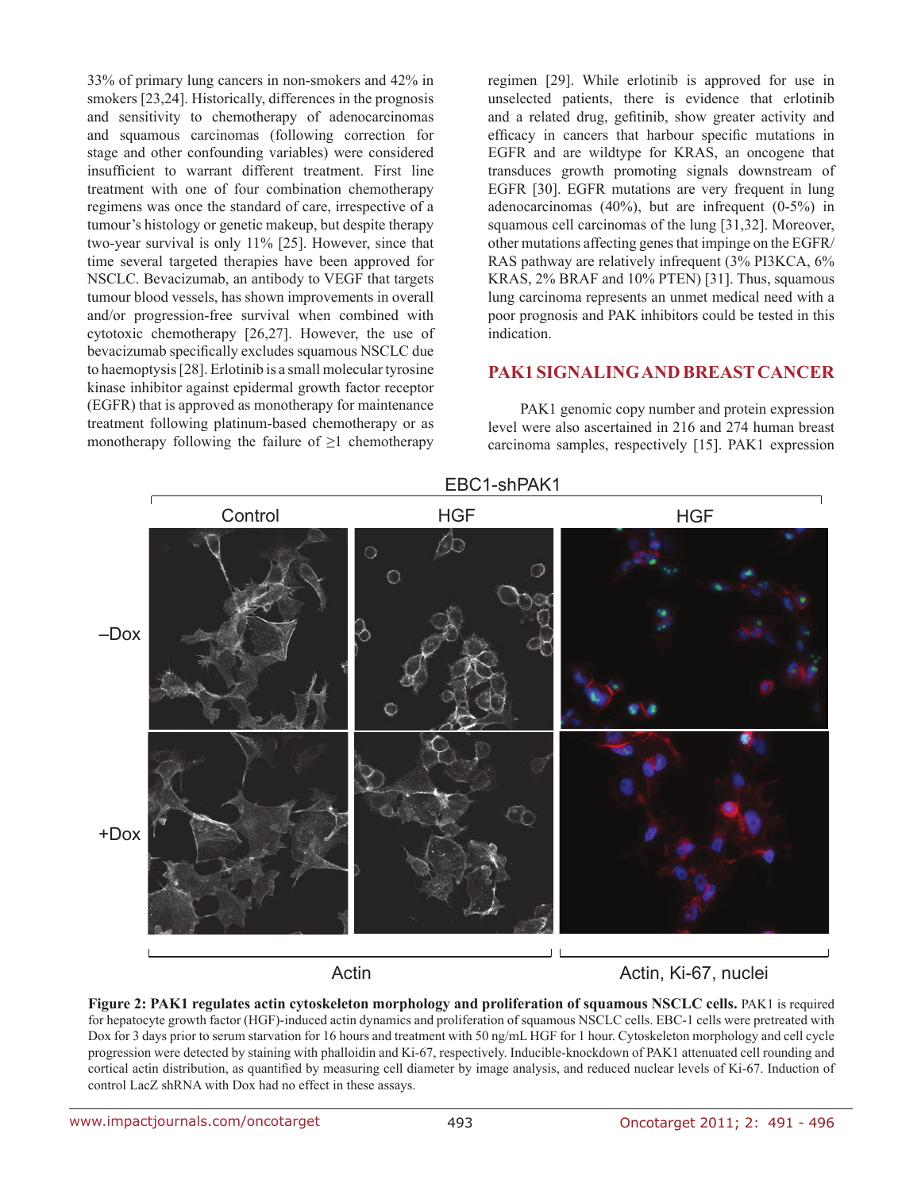33% of primary lung cancers in non-smokers and 42% in smokers [23,24]. Historically, differences in the prognosis and sensitivity to chemotherapy of adenocarcinomas and squamous carcinomas (following correction for stage and other confounding variables) were considered insufficient to warrant different treatment. First line treatment with one of four combination chemotherapy regimens was once the standard of care, irrespective of a tumour's histology or genetic makeup, but despite therapy two-year survival is only 11% [25]. However, since that time several targeted therapies have been approved for NSCLC. Bevacizumab, an antibody to VEGF that targets tumour blood vessels, has shown improvements in overall and/or progression-free survival when combined with cytotoxic chemotherapy [26,27]. However, the use of bevacizumab specifically excludes squamous NSCLC due to haemoptysis [28]. Erlotinib is a small molecular tyrosine kinase inhibitor against epidermal growth factor receptor (EGFR) that is approved as monotherapy for maintenance treatment following platinum-based chemotherapy or as monotherapy following the failure of ≥1 chemotherapy regimen [29]. While erlotinib is approved for use in unselected patients, there is evidence that erlotinib and a related drug, gefitinib, show greater activity and efficacy in cancers that harbour specific mutations in EGFR and are wildtype for KRAS, an oncogene that transduces growth promoting signals downstream of EGFR [30]. EGFR mutations are very frequent in lung adenocarcinomas (40%), but are infrequent (0-5%) in squamous cell carcinomas of the lung [31,32]. Moreover, other mutations affecting genes that impinge on the EGFR/RAS pathway are relatively infrequent (3% PI3KCA, 6% KRAS, 2% BRAF and 10% PTEN) [31]. Thus, squamous lung carcinoma represents an unmet medical need with a poor prognosis and PAK inhibitors could be tested in this indication.

## PAK1 SIGNALING AND BREAST CANCER

PAK1 genomic copy number and protein expression level were also ascertained in 216 and 274 human breast carcinoma samples, respectively [15]. PAK1 expression

**Figure 2: PAK1 regulates actin cytoskeleton morphology and proliferation of squamous NSCLC cells.** PAK1 is required for hepatocyte growth factor (HGF)-induced actin dynamics and proliferation of squamous NSCLC cells. EBC-1 cells were pretreated with Dox for 3 days prior to serum starvation for 16 hours and treatment with 50 ng/mL HGF for 1 hour. Cytoskeleton morphology and cell cycle progression were detected by staining with phalloidin and Ki-67, respectively. Inducible-knockdown of PAK1 attenuated cell rounding and cortical actin distribution, as quantified by measuring cell diameter by image analysis, and reduced nuclear levels of Ki-67. Induction of control LacZ shRNA with Dox had no effect in these assays.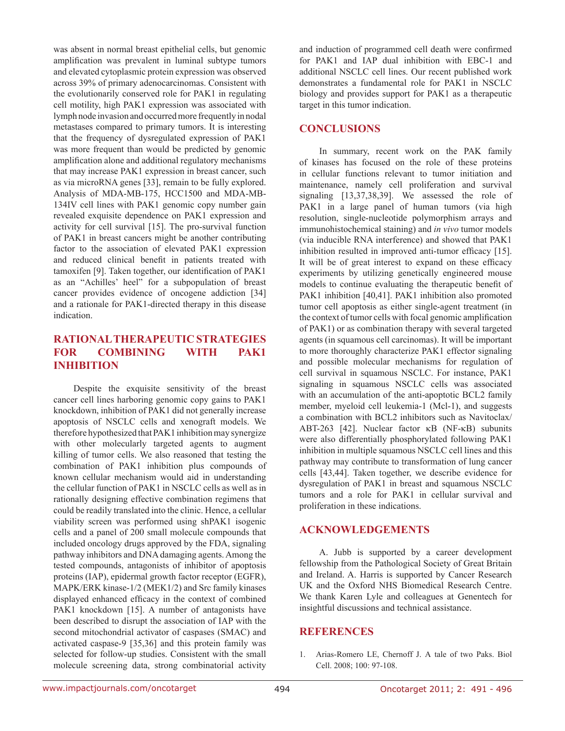was absent in normal breast epithelial cells, but genomic amplification was prevalent in luminal subtype tumors and elevated cytoplasmic protein expression was observed across 39% of primary adenocarcinomas. Consistent with the evolutionarily conserved role for PAK1 in regulating cell motility, high PAK1 expression was associated with lymph node invasion and occurred more frequently in nodal metastases compared to primary tumors. It is interesting that the frequency of dysregulated expression of PAK1 was more frequent than would be predicted by genomic amplification alone and additional regulatory mechanisms that may increase PAK1 expression in breast cancer, such as via microRNA genes [33], remain to be fully explored. Analysis of MDA-MB-175, HCC1500 and MDA-MB-134IV cell lines with PAK1 genomic copy number gain revealed exquisite dependence on PAK1 expression and activity for cell survival [15]. The pro-survival function of PAK1 in breast cancers might be another contributing factor to the association of elevated PAK1 expression and reduced clinical benefit in patients treated with tamoxifen [9]. Taken together, our identification of PAK1 as an "Achilles' heel" for a subpopulation of breast cancer provides evidence of oncogene addiction [34] and a rationale for PAK1-directed therapy in this disease indication.

## RATIONAL THERAPEUTIC STRATEGIES FOR COMBINING WITH PAK1 INHIBITION

Despite the exquisite sensitivity of the breast cancer cell lines harboring genomic copy gains to PAK1 knockdown, inhibition of PAK1 did not generally increase apoptosis of NSCLC cells and xenograft models. We therefore hypothesized that PAK1 inhibition may synergize with other molecularly targeted agents to augment killing of tumor cells. We also reasoned that testing the combination of PAK1 inhibition plus compounds of known cellular mechanism would aid in understanding the cellular function of PAK1 in NSCLC cells as well as in rationally designing effective combination regimens that could be readily translated into the clinic. Hence, a cellular viability screen was performed using shPAK1 isogenic cells and a panel of 200 small molecule compounds that included oncology drugs approved by the FDA, signaling pathway inhibitors and DNA damaging agents. Among the tested compounds, antagonists of inhibitor of apoptosis proteins (IAP), epidermal growth factor receptor (EGFR), MAPK/ERK kinase-1/2 (MEK1/2) and Src family kinases displayed enhanced efficacy in the context of combined PAK1 knockdown [15]. A number of antagonists have been described to disrupt the association of IAP with the second mitochondrial activator of caspases (SMAC) and activated caspase-9 [35,36] and this protein family was selected for follow-up studies. Consistent with the small molecule screening data, strong combinatorial activity and induction of programmed cell death were confirmed for PAK1 and IAP dual inhibition with EBC-1 and additional NSCLC cell lines. Our recent published work demonstrates a fundamental role for PAK1 in NSCLC biology and provides support for PAK1 as a therapeutic target in this tumor indication.

## CONCLUSIONS

In summary, recent work on the PAK family of kinases has focused on the role of these proteins in cellular functions relevant to tumor initiation and maintenance, namely cell proliferation and survival signaling [13,37,38,39]. We assessed the role of PAK1 in a large panel of human tumors (via high resolution, single-nucleotide polymorphism arrays and immunohistochemical staining) and *in vivo* tumor models (via inducible RNA interference) and showed that PAK1 inhibition resulted in improved anti-tumor efficacy [15]. It will be of great interest to expand on these efficacy experiments by utilizing genetically engineered mouse models to continue evaluating the therapeutic benefit of PAK1 inhibition [40,41]. PAK1 inhibition also promoted tumor cell apoptosis as either single-agent treatment (in the context of tumor cells with focal genomic amplification of PAK1) or as combination therapy with several targeted agents (in squamous cell carcinomas). It will be important to more thoroughly characterize PAK1 effector signaling and possible molecular mechanisms for regulation of cell survival in squamous NSCLC. For instance, PAK1 signaling in squamous NSCLC cells was associated with an accumulation of the anti-apoptotic BCL2 family member, myeloid cell leukemia-1 (Mcl-1), and suggests a combination with BCL2 inhibitors such as Navitoclax/ABT-263 [42]. Nuclear factor κB (NF-κB) subunits were also differentially phosphorylated following PAK1 inhibition in multiple squamous NSCLC cell lines and this pathway may contribute to transformation of lung cancer cells [43,44]. Taken together, we describe evidence for dysregulation of PAK1 in breast and squamous NSCLC tumors and a role for PAK1 in cellular survival and proliferation in these indications.

## ACKNOWLEDGEMENTS

A. Jubb is supported by a career development fellowship from the Pathological Society of Great Britain and Ireland. A. Harris is supported by Cancer Research UK and the Oxford NHS Biomedical Research Centre. We thank Karen Lyle and colleagues at Genentech for insightful discussions and technical assistance.

## REFERENCES

1. Arias-Romero LE, Chernoff J. A tale of two Paks. Biol Cell. 2008; 100: 97-108.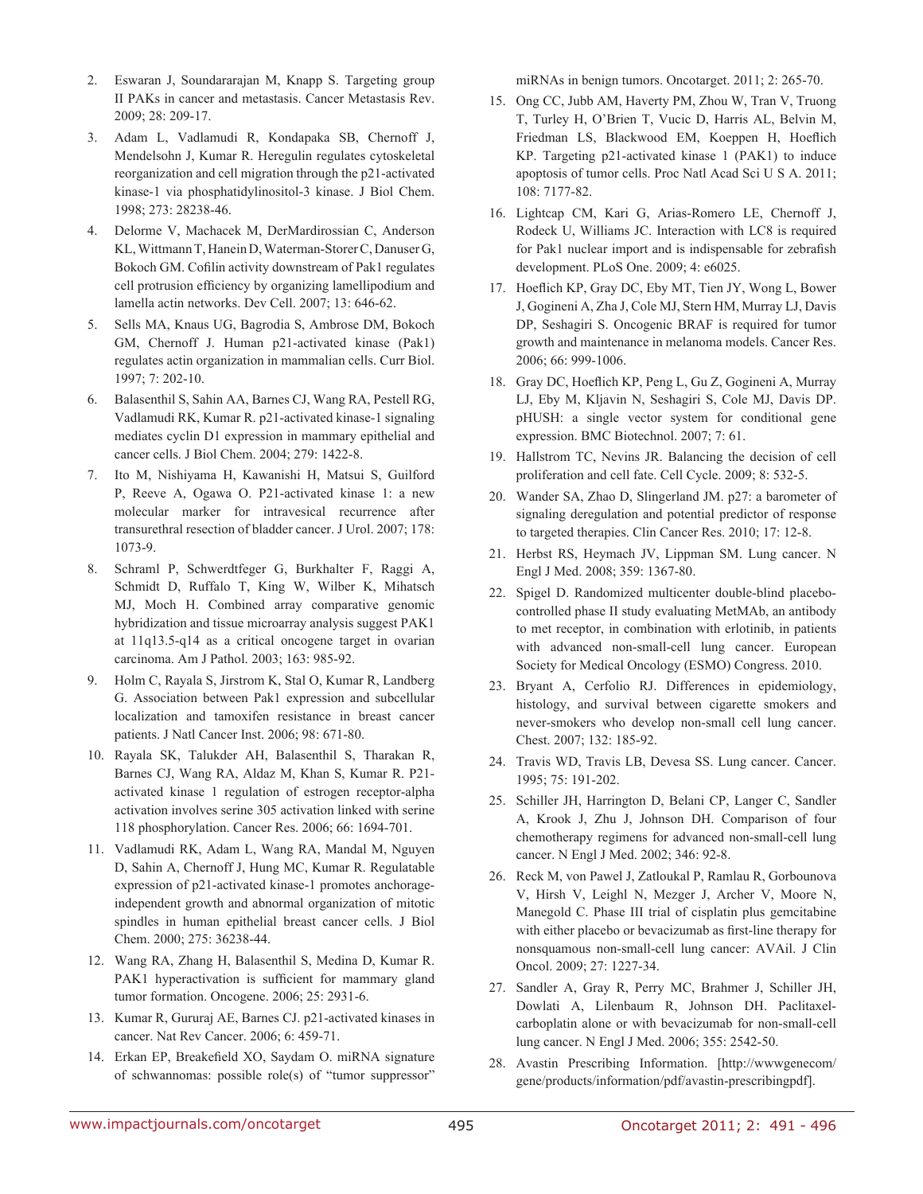2. Eswaran J, Soundararajan M, Knapp S. Targeting group II PAKs in cancer and metastasis. Cancer Metastasis Rev. 2009; 28: 209-17.

3. Adam L, Vadlamudi R, Kondapaka SB, Chernoff J, Mendelsohn J, Kumar R. Heregulin regulates cytoskeletal reorganization and cell migration through the p21-activated kinase-1 via phosphatidylinositol-3 kinase. J Biol Chem. 1998; 273: 28238-46.

4. Delorme V, Machacek M, DerMardirossian C, Anderson KL, Wittmann T, Hanein D, Waterman-Storer C, Danuser G, Bokoch GM. Cofilin activity downstream of Pak1 regulates cell protrusion efficiency by organizing lamellipodium and lamella actin networks. Dev Cell. 2007; 13: 646-62.

5. Sells MA, Knaus UG, Bagrodia S, Ambrose DM, Bokoch GM, Chernoff J. Human p21-activated kinase (Pak1) regulates actin organization in mammalian cells. Curr Biol. 1997; 7: 202-10.

6. Balasenthil S, Sahin AA, Barnes CJ, Wang RA, Pestell RG, Vadlamudi RK, Kumar R. p21-activated kinase-1 signaling mediates cyclin D1 expression in mammary epithelial and cancer cells. J Biol Chem. 2004; 279: 1422-8.

7. Ito M, Nishiyama H, Kawanishi H, Matsui S, Guilford P, Reeve A, Ogawa O. P21-activated kinase 1: a new molecular marker for intravesical recurrence after transurethral resection of bladder cancer. J Urol. 2007; 178: 1073-9.

8. Schraml P, Schwerdtfeger G, Burkhalter F, Raggi A, Schmidt D, Ruffalo T, King W, Wilber K, Mihatsch MJ, Moch H. Combined array comparative genomic hybridization and tissue microarray analysis suggest PAK1 at 11q13.5-q14 as a critical oncogene target in ovarian carcinoma. Am J Pathol. 2003; 163: 985-92.

9. Holm C, Rayala S, Jirstrom K, Stal O, Kumar R, Landberg G. Association between Pak1 expression and subcellular localization and tamoxifen resistance in breast cancer patients. J Natl Cancer Inst. 2006; 98: 671-80.

10. Rayala SK, Talukder AH, Balasenthil S, Tharakan R, Barnes CJ, Wang RA, Aldaz M, Khan S, Kumar R. P21-activated kinase 1 regulation of estrogen receptor-alpha activation involves serine 305 activation linked with serine 118 phosphorylation. Cancer Res. 2006; 66: 1694-701.

11. Vadlamudi RK, Adam L, Wang RA, Mandal M, Nguyen D, Sahin A, Chernoff J, Hung MC, Kumar R. Regulatable expression of p21-activated kinase-1 promotes anchorage-independent growth and abnormal organization of mitotic spindles in human epithelial breast cancer cells. J Biol Chem. 2000; 275: 36238-44.

12. Wang RA, Zhang H, Balasenthil S, Medina D, Kumar R. PAK1 hyperactivation is sufficient for mammary gland tumor formation. Oncogene. 2006; 25: 2931-6.

13. Kumar R, Gururaj AE, Barnes CJ. p21-activated kinases in cancer. Nat Rev Cancer. 2006; 6: 459-71.

14. Erkan EP, Breakefield XO, Saydam O. miRNA signature of schwannomas: possible role(s) of "tumor suppressor" miRNAs in benign tumors. Oncotarget. 2011; 2: 265-70.

15. Ong CC, Jubb AM, Haverty PM, Zhou W, Tran V, Truong T, Turley H, O'Brien T, Vucic D, Harris AL, Belvin M, Friedman LS, Blackwood EM, Koeppen H, Hoeflich KP. Targeting p21-activated kinase 1 (PAK1) to induce apoptosis of tumor cells. Proc Natl Acad Sci U S A. 2011; 108: 7177-82.

16. Lightcap CM, Kari G, Arias-Romero LE, Chernoff J, Rodeck U, Williams JC. Interaction with LC8 is required for Pak1 nuclear import and is indispensable for zebrafish development. PLoS One. 2009; 4: e6025.

17. Hoeflich KP, Gray DC, Eby MT, Tien JY, Wong L, Bower J, Gogineni A, Zha J, Cole MJ, Stern HM, Murray LJ, Davis DP, Seshagiri S. Oncogenic BRAF is required for tumor growth and maintenance in melanoma models. Cancer Res. 2006; 66: 999-1006.

18. Gray DC, Hoeflich KP, Peng L, Gu Z, Gogineni A, Murray LJ, Eby M, Kljavin N, Seshagiri S, Cole MJ, Davis DP. pHUSH: a single vector system for conditional gene expression. BMC Biotechnol. 2007; 7: 61.

19. Hallstrom TC, Nevins JR. Balancing the decision of cell proliferation and cell fate. Cell Cycle. 2009; 8: 532-5.

20. Wander SA, Zhao D, Slingerland JM. p27: a barometer of signaling deregulation and potential predictor of response to targeted therapies. Clin Cancer Res. 2010; 17: 12-8.

21. Herbst RS, Heymach JV, Lippman SM. Lung cancer. N Engl J Med. 2008; 359: 1367-80.

22. Spigel D. Randomized multicenter double-blind placebo-controlled phase II study evaluating MetMAb, an antibody to met receptor, in combination with erlotinib, in patients with advanced non-small-cell lung cancer. European Society for Medical Oncology (ESMO) Congress. 2010.

23. Bryant A, Cerfolio RJ. Differences in epidemiology, histology, and survival between cigarette smokers and never-smokers who develop non-small cell lung cancer. Chest. 2007; 132: 185-92.

24. Travis WD, Travis LB, Devesa SS. Lung cancer. Cancer. 1995; 75: 191-202.

25. Schiller JH, Harrington D, Belani CP, Langer C, Sandler A, Krook J, Zhu J, Johnson DH. Comparison of four chemotherapy regimens for advanced non-small-cell lung cancer. N Engl J Med. 2002; 346: 92-8.

26. Reck M, von Pawel J, Zatloukal P, Ramlau R, Gorbounova V, Hirsh V, Leighl N, Mezger J, Archer V, Moore N, Manegold C. Phase III trial of cisplatin plus gemcitabine with either placebo or bevacizumab as first-line therapy for nonsquamous non-small-cell lung cancer: AVAiL. J Clin Oncol. 2009; 27: 1227-34.

27. Sandler A, Gray R, Perry MC, Brahmer J, Schiller JH, Dowlati A, Lilenbaum R, Johnson DH. Paclitaxel-carboplatin alone or with bevacizumab for non-small-cell lung cancer. N Engl J Med. 2006; 355: 2542-50.

28. Avastin Prescribing Information. [http://wwwgenecom/gene/products/information/pdf/avastin-prescribingpdf].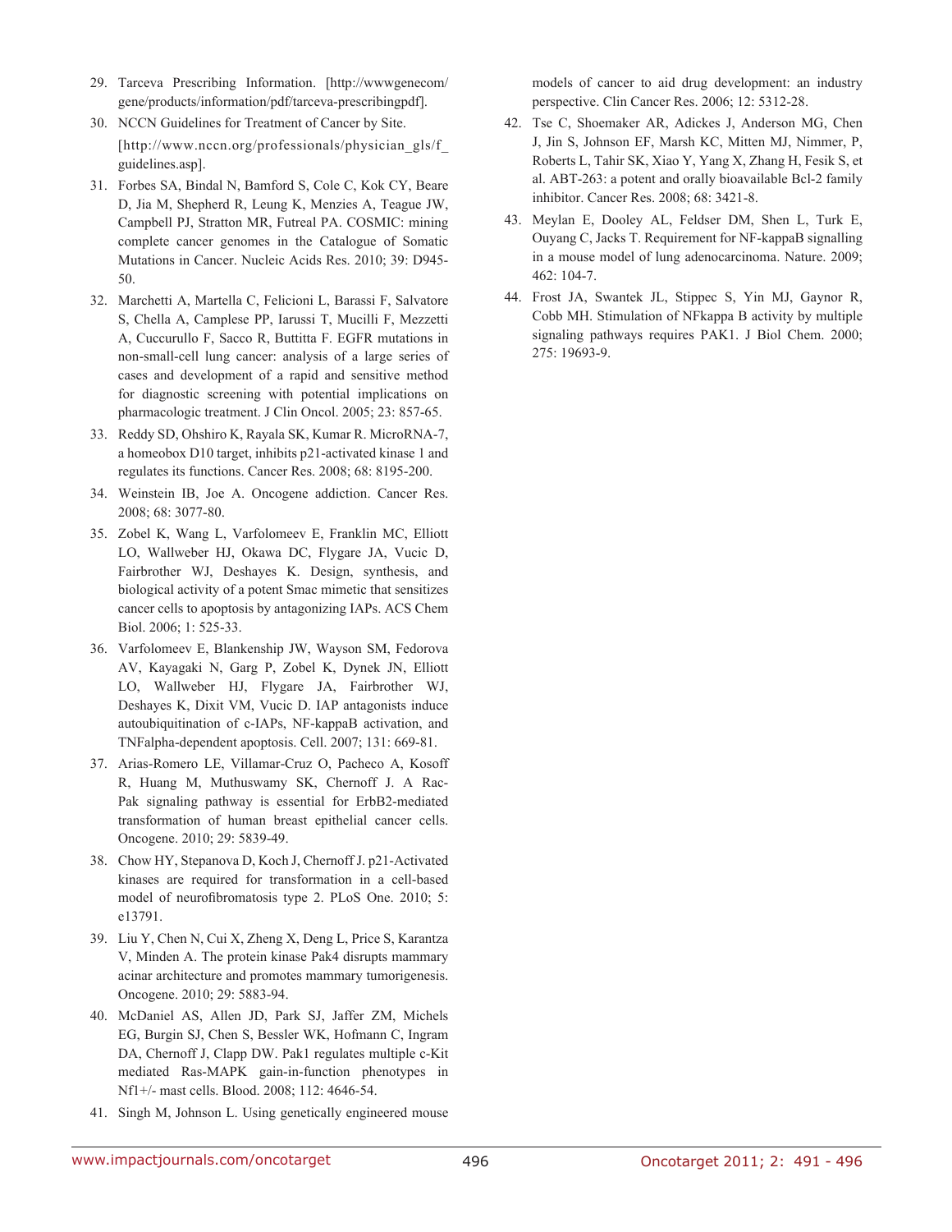29. Tarceva Prescribing Information. [http://wwwgenecom/gene/products/information/pdf/tarceva-prescribingpdf].

30. NCCN Guidelines for Treatment of Cancer by Site. [http://www.nccn.org/professionals/physician_gls/f_guidelines.asp].

31. Forbes SA, Bindal N, Bamford S, Cole C, Kok CY, Beare D, Jia M, Shepherd R, Leung K, Menzies A, Teague JW, Campbell PJ, Stratton MR, Futreal PA. COSMIC: mining complete cancer genomes in the Catalogue of Somatic Mutations in Cancer. Nucleic Acids Res. 2010; 39: D945-50.

32. Marchetti A, Martella C, Felicioni L, Barassi F, Salvatore S, Chella A, Camplese PP, Iarussi T, Mucilli F, Mezzetti A, Cuccurullo F, Sacco R, Buttitta F. EGFR mutations in non-small-cell lung cancer: analysis of a large series of cases and development of a rapid and sensitive method for diagnostic screening with potential implications on pharmacologic treatment. J Clin Oncol. 2005; 23: 857-65.

33. Reddy SD, Ohshiro K, Rayala SK, Kumar R. MicroRNA-7, a homeobox D10 target, inhibits p21-activated kinase 1 and regulates its functions. Cancer Res. 2008; 68: 8195-200.

34. Weinstein IB, Joe A. Oncogene addiction. Cancer Res. 2008; 68: 3077-80.

35. Zobel K, Wang L, Varfolomeev E, Franklin MC, Elliott LO, Wallweber HJ, Okawa DC, Flygare JA, Vucic D, Fairbrother WJ, Deshayes K. Design, synthesis, and biological activity of a potent Smac mimetic that sensitizes cancer cells to apoptosis by antagonizing IAPs. ACS Chem Biol. 2006; 1: 525-33.

36. Varfolomeev E, Blankenship JW, Wayson SM, Fedorova AV, Kayagaki N, Garg P, Zobel K, Dynek JN, Elliott LO, Wallweber HJ, Flygare JA, Fairbrother WJ, Deshayes K, Dixit VM, Vucic D. IAP antagonists induce autoubiquitination of c-IAPs, NF-kappaB activation, and TNFalpha-dependent apoptosis. Cell. 2007; 131: 669-81.

37. Arias-Romero LE, Villamar-Cruz O, Pacheco A, Kosoff R, Huang M, Muthuswamy SK, Chernoff J. A Rac-Pak signaling pathway is essential for ErbB2-mediated transformation of human breast epithelial cancer cells. Oncogene. 2010; 29: 5839-49.

38. Chow HY, Stepanova D, Koch J, Chernoff J. p21-Activated kinases are required for transformation in a cell-based model of neurofibromatosis type 2. PLoS One. 2010; 5: e13791.

39. Liu Y, Chen N, Cui X, Zheng X, Deng L, Price S, Karantza V, Minden A. The protein kinase Pak4 disrupts mammary acinar architecture and promotes mammary tumorigenesis. Oncogene. 2010; 29: 5883-94.

40. McDaniel AS, Allen JD, Park SJ, Jaffer ZM, Michels EG, Burgin SJ, Chen S, Bessler WK, Hofmann C, Ingram DA, Chernoff J, Clapp DW. Pak1 regulates multiple c-Kit mediated Ras-MAPK gain-in-function phenotypes in Nf1+/- mast cells. Blood. 2008; 112: 4646-54.

41. Singh M, Johnson L. Using genetically engineered mouse models of cancer to aid drug development: an industry perspective. Clin Cancer Res. 2006; 12: 5312-28.

42. Tse C, Shoemaker AR, Adickes J, Anderson MG, Chen J, Jin S, Johnson EF, Marsh KC, Mitten MJ, Nimmer, P, Roberts L, Tahir SK, Xiao Y, Yang X, Zhang H, Fesik S, et al. ABT-263: a potent and orally bioavailable Bcl-2 family inhibitor. Cancer Res. 2008; 68: 3421-8.

43. Meylan E, Dooley AL, Feldser DM, Shen L, Turk E, Ouyang C, Jacks T. Requirement for NF-kappaB signalling in a mouse model of lung adenocarcinoma. Nature. 2009; 462: 104-7.

44. Frost JA, Swantek JL, Stippec S, Yin MJ, Gaynor R, Cobb MH. Stimulation of NFkappa B activity by multiple signaling pathways requires PAK1. J Biol Chem. 2000; 275: 19693-9.